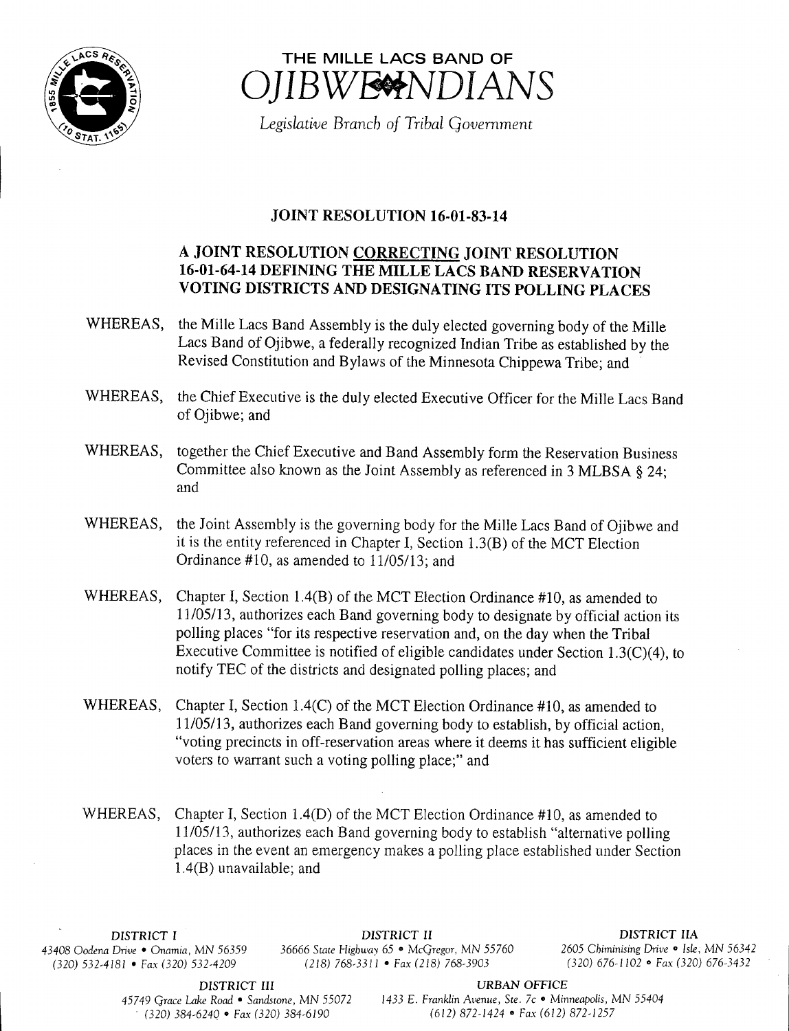# THE MILLE LACS BAND OF OJIBWE INDIANS

*Legislative Branch of Tribal Government*

## JOINT RESOLUTION 16-01-83-14

### A JOINT RESOLUTION CORRECTING JOINT RESOLUTION 16-01-64-14 DEFINING THE MILLE LACS BAND RESERVATION VOTING DISTRICTS AND DESIGNATING ITS POLLING PLACES

WHEREAS, the Mille Lacs Band Assembly is the duly elected governing body of the Mille Lacs Band of Ojibwe, a federally recognized Indian Tribe as established by the Revised Constitution and Bylaws of the Minnesota Chippewa Tribe; and

WHEREAS, the Chief Executive is the duly elected Executive Officer for the Mille Lacs Band of Ojibwe; and

WHEREAS, together the Chief Executive and Band Assembly form the Reservation Business Committee also known as the Joint Assembly as referenced in 3 MLBSA § 24; and

WHEREAS, the Joint Assembly is the governing body for the Mille Lacs Band of Ojibwe and it is the entity referenced in Chapter I, Section 1.3(B) of the MCT Election Ordinance #10, as amended to 11/05/13; and

WHEREAS, Chapter I, Section 1.4(B) of the MCT Election Ordinance #10, as amended to 11/05/13, authorizes each Band governing body to designate by official action its polling places "for its respective reservation and, on the day when the Tribal Executive Committee is notified of eligible candidates under Section 1.3(C)(4), to notify TEC of the districts and designated polling places; and

WHEREAS, Chapter I, Section 1.4(C) of the MCT Election Ordinance #10, as amended to 11/05/13, authorizes each Band governing body to establish, by official action, "voting precincts in off-reservation areas where it deems it has sufficient eligible voters to warrant such a voting polling place;" and

WHEREAS, Chapter I, Section 1.4(D) of the MCT Election Ordinance #10, as amended to 11/05/13, authorizes each Band governing body to establish "alternative polling places in the event an emergency makes a polling place established under Section 1.4(B) unavailable; and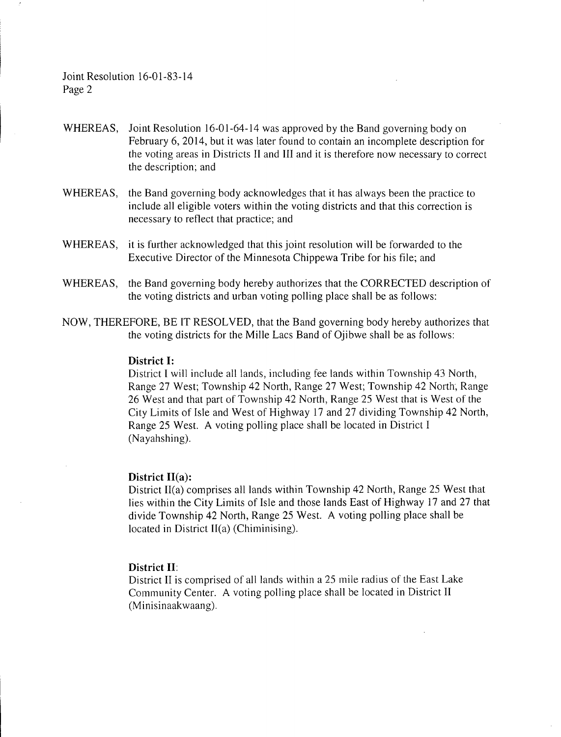WHEREAS, Joint Resolution 16-01-64-14 was approved by the Band governing body on February 6, 2014, but it was later found to contain an incomplete description for the voting areas in Districts II and III and it is therefore now necessary to correct the description; and

WHEREAS, the Band governing body acknowledges that it has always been the practice to include all eligible voters within the voting districts and that this correction is necessary to reflect that practice; and

WHEREAS, it is further acknowledged that this joint resolution will be forwarded to the Executive Director of the Minnesota Chippewa Tribe for his file; and

WHEREAS, the Band governing body hereby authorizes that the CORRECTED description of the voting districts and urban voting polling place shall be as follows:

NOW, THEREFORE, BE IT RESOLVED, that the Band governing body hereby authorizes that the voting districts for the Mille Lacs Band of Ojibwe shall be as follows:

**District I:**
District I will include all lands, including fee lands within Township 43 North, Range 27 West; Township 42 North, Range 27 West; Township 42 North, Range 26 West and that part of Township 42 North, Range 25 West that is West of the City Limits of Isle and West of Highway 17 and 27 dividing Township 42 North, Range 25 West. A voting polling place shall be located in District I (Nayahshing).

**District II(a):**
District II(a) comprises all lands within Township 42 North, Range 25 West that lies within the City Limits of Isle and those lands East of Highway 17 and 27 that divide Township 42 North, Range 25 West. A voting polling place shall be located in District II(a) (Chiminising).

**District II**:
District II is comprised of all lands within a 25 mile radius of the East Lake Community Center. A voting polling place shall be located in District II (Minisinaakwaang).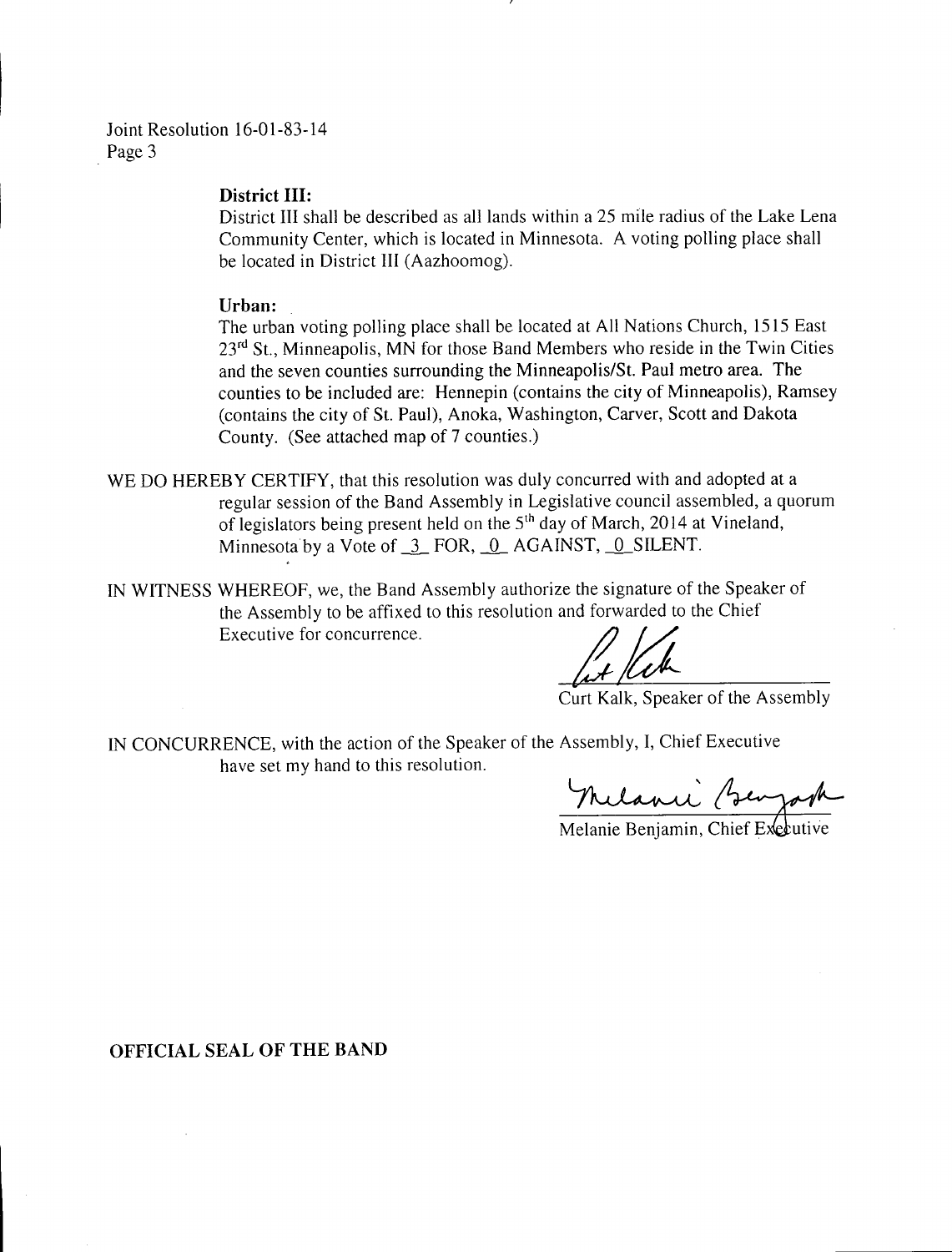Joint Resolution 16-01-83-14
Page 3

**District III:**

District III shall be described as all lands within a 25 mile radius of the Lake Lena Community Center, which is located in Minnesota. A voting polling place shall be located in District III (Aazhoomog).

**Urban:**

The urban voting polling place shall be located at All Nations Church, 1515 East 23rd St., Minneapolis, MN for those Band Members who reside in the Twin Cities and the seven counties surrounding the Minneapolis/St. Paul metro area. The counties to be included are: Hennepin (contains the city of Minneapolis), Ramsey (contains the city of St. Paul), Anoka, Washington, Carver, Scott and Dakota County. (See attached map of 7 counties.)

WE DO HEREBY CERTIFY, that this resolution was duly concurred with and adopted at a regular session of the Band Assembly in Legislative council assembled, a quorum of legislators being present held on the 5th day of March, 2014 at Vineland, Minnesota by a Vote of _3_ FOR, _0_ AGAINST, _0_ SILENT.

IN WITNESS WHEREOF, we, the Band Assembly authorize the signature of the Speaker of the Assembly to be affixed to this resolution and forwarded to the Chief Executive for concurrence.

Curt Kalk, Speaker of the Assembly

IN CONCURRENCE, with the action of the Speaker of the Assembly, I, Chief Executive have set my hand to this resolution.

Melanie Benjamin, Chief Executive

**OFFICIAL SEAL OF THE BAND**